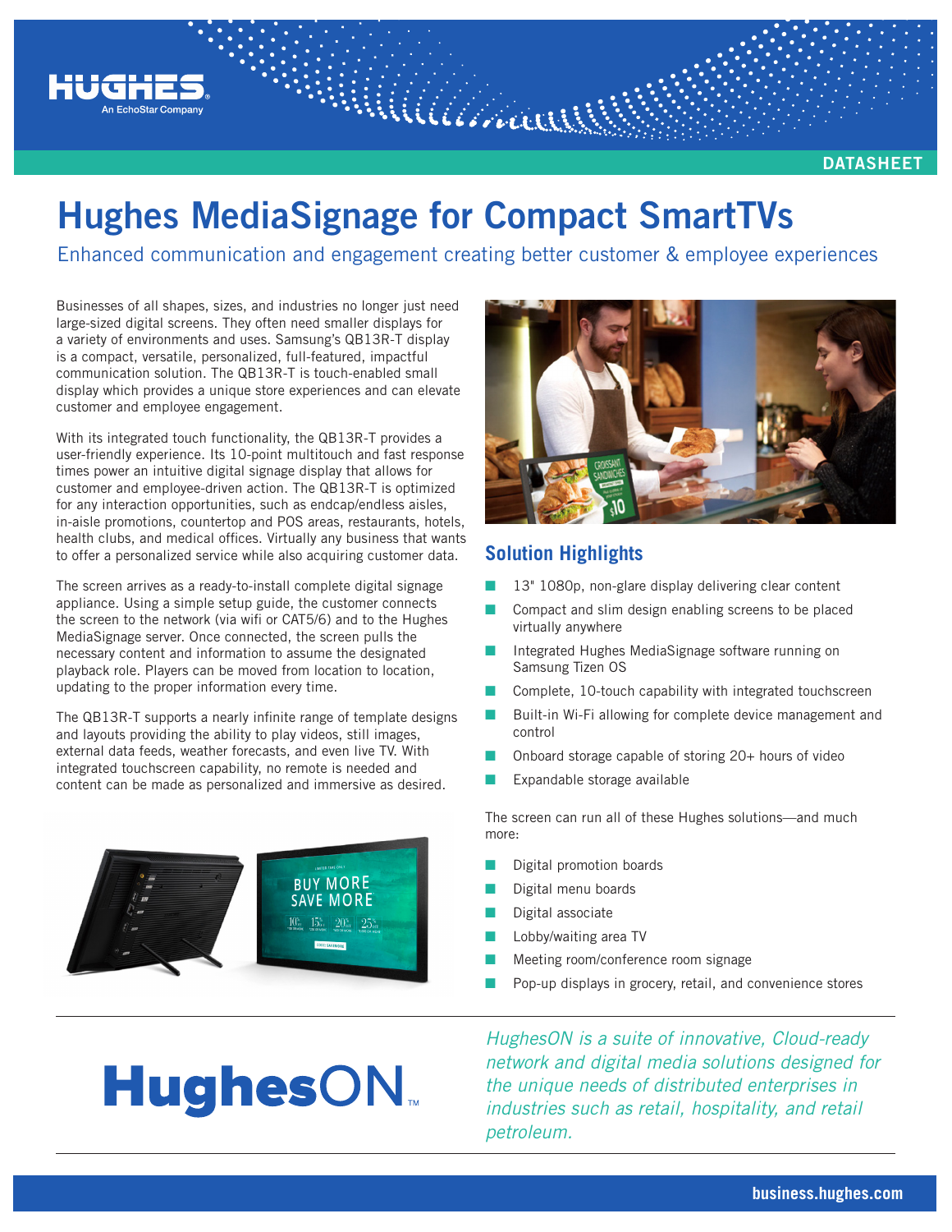DATASHEET

# Hughes MediaSignage for Compact SmartTVs

## Enhanced communication and engagement creating better customer & employee experiences

Businesses of all shapes, sizes, and industries no longer just need large-sized digital screens. They often need smaller displays for a variety of environments and uses. Samsung's QB13R-T display is a compact, versatile, personalized, full-featured, impactful communication solution. The QB13R-T is touch-enabled small display which provides a unique store experiences and can elevate customer and employee engagement.

With its integrated touch functionality, the QB13R-T provides a user-friendly experience. Its 10-point multitouch and fast response times power an intuitive digital signage display that allows for customer and employee-driven action. The QB13R-T is optimized for any interaction opportunities, such as endcap/endless aisles, in-aisle promotions, countertop and POS areas, restaurants, hotels, health clubs, and medical offices. Virtually any business that wants to offer a personalized service while also acquiring customer data.

The screen arrives as a ready-to-install complete digital signage appliance. Using a simple setup guide, the customer connects the screen to the network (via wifi or CAT5/6) and to the Hughes MediaSignage server. Once connected, the screen pulls the necessary content and information to assume the designated playback role. Players can be moved from location to location, updating to the proper information every time.

The QB13R-T supports a nearly infinite range of template designs and layouts providing the ability to play videos, still images, external data feeds, weather forecasts, and even live TV. With integrated touchscreen capability, no remote is needed and content can be made as personalized and immersive as desired.

### Solution Highlights

- 13" 1080p, non-glare display delivering clear content
- Compact and slim design enabling screens to be placed virtually anywhere
- Integrated Hughes MediaSignage software running on Samsung Tizen OS
- Complete, 10-touch capability with integrated touchscreen
- Built-in Wi-Fi allowing for complete device management and control
- Onboard storage capable of storing 20+ hours of video
- Expandable storage available

The screen can run all of these Hughes solutions—and much more:

- Digital promotion boards
- Digital menu boards
- Digital associate
- Lobby/waiting area TV
- Meeting room/conference room signage
- Pop-up displays in grocery, retail, and convenience stores

**HughesON™**

*HughesON is a suite of innovative, Cloud-ready network and digital media solutions designed for the unique needs of distributed enterprises in industries such as retail, hospitality, and retail petroleum.*

business.hughes.com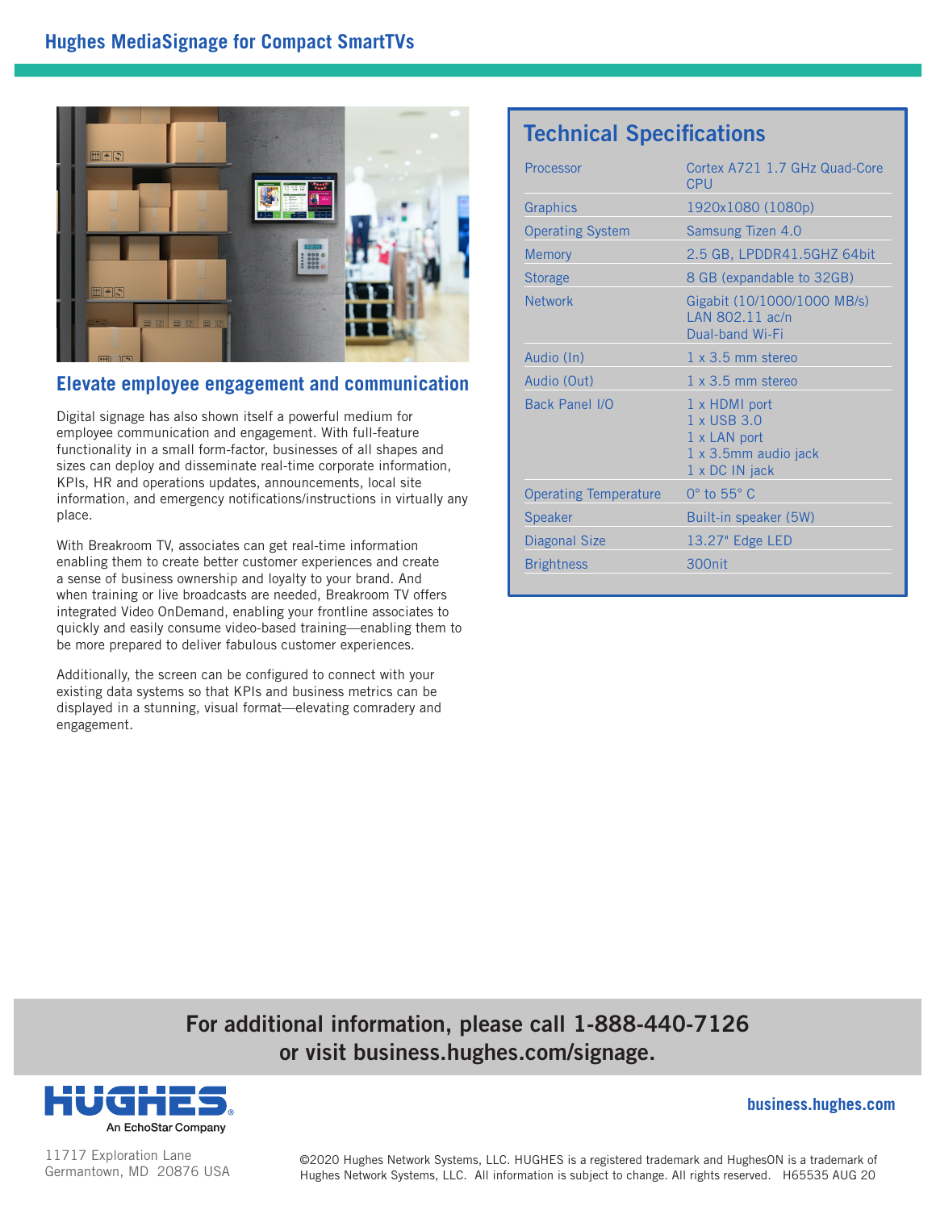# Hughes MediaSignage for Compact SmartTVs

## Elevate employee engagement and communication

Digital signage has also shown itself a powerful medium for employee communication and engagement. With full-feature functionality in a small form-factor, businesses of all shapes and sizes can deploy and disseminate real-time corporate information, KPIs, HR and operations updates, announcements, local site information, and emergency notifications/instructions in virtually any place.

With Breakroom TV, associates can get real-time information enabling them to create better customer experiences and create a sense of business ownership and loyalty to your brand. And when training or live broadcasts are needed, Breakroom TV offers integrated Video OnDemand, enabling your frontline associates to quickly and easily consume video-based training—enabling them to be more prepared to deliver fabulous customer experiences.

Additionally, the screen can be configured to connect with your existing data systems so that KPIs and business metrics can be displayed in a stunning, visual format—elevating comradery and engagement.

## Technical Specifications

| | |
|---|---|
| Processor | Cortex A721 1.7 GHz Quad-Core CPU |
| Graphics | 1920x1080 (1080p) |
| Operating System | Samsung Tizen 4.0 |
| Memory | 2.5 GB, LPDDR41.5GHZ 64bit |
| Storage | 8 GB (expandable to 32GB) |
| Network | Gigabit (10/1000/1000 MB/s)<br>LAN 802.11 ac/n<br>Dual-band Wi-Fi |
| Audio (In) | 1 x 3.5 mm stereo |
| Audio (Out) | 1 x 3.5 mm stereo |
| Back Panel I/O | 1 x HDMI port<br>1 x USB 3.0<br>1 x LAN port<br>1 x 3.5mm audio jack<br>1 x DC IN jack |
| Operating Temperature | 0° to 55° C |
| Speaker | Built-in speaker (5W) |
| Diagonal Size | 13.27" Edge LED |
| Brightness | 300nit |

**For additional information, please call 1-888-440-7126 or visit business.hughes.com/signage.**

HUGHES
An EchoStar Company

**business.hughes.com**

11717 Exploration Lane
Germantown, MD 20876 USA

©2020 Hughes Network Systems, LLC. HUGHES is a registered trademark and HughesON is a trademark of Hughes Network Systems, LLC. All information is subject to change. All rights reserved. H65535 AUG 20